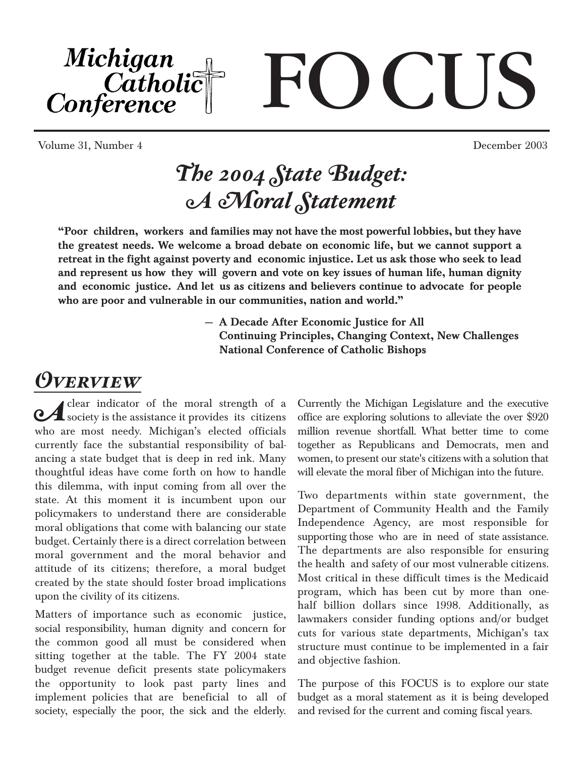# Michigan Catholic Conference FOCUS

Volume 31, Number 4 December 2003

## *The 2004 State Budget: A Moral Statement*

**"Poor children, workers and families may not have the most powerful lobbies, but they have the greatest needs. We welcome a broad debate on economic life, but we cannot support a retreat in the fight against poverty and economic injustice. Let us ask those who seek to lead and represent us how they will govern and vote on key issues of human life, human dignity and economic justice. And let us as citizens and believers continue to advocate for people who are poor and vulnerable in our communities, nation and world."**

**— A Decade After Economic Justice for All
Continuing Principles, Changing Context, New Challenges
National Conference of Catholic Bishops**

## *Overview*

A clear indicator of the moral strength of a society is the assistance it provides its citizens who are most needy. Michigan's elected officials currently face the substantial responsibility of balancing a state budget that is deep in red ink. Many thoughtful ideas have come forth on how to handle this dilemma, with input coming from all over the state. At this moment it is incumbent upon our policymakers to understand there are considerable moral obligations that come with balancing our state budget. Certainly there is a direct correlation between moral government and the moral behavior and attitude of its citizens; therefore, a moral budget created by the state should foster broad implications upon the civility of its citizens.

Matters of importance such as economic justice, social responsibility, human dignity and concern for the common good all must be considered when sitting together at the table. The FY 2004 state budget revenue deficit presents state policymakers the opportunity to look past party lines and implement policies that are beneficial to all of society, especially the poor, the sick and the elderly. Currently the Michigan Legislature and the executive office are exploring solutions to alleviate the over $920 million revenue shortfall. What better time to come together as Republicans and Democrats, men and women, to present our state's citizens with a solution that will elevate the moral fiber of Michigan into the future.

Two departments within state government, the Department of Community Health and the Family Independence Agency, are most responsible for supporting those who are in need of state assistance. The departments are also responsible for ensuring the health and safety of our most vulnerable citizens. Most critical in these difficult times is the Medicaid program, which has been cut by more than one-half billion dollars since 1998. Additionally, as lawmakers consider funding options and/or budget cuts for various state departments, Michigan's tax structure must continue to be implemented in a fair and objective fashion.

The purpose of this FOCUS is to explore our state budget as a moral statement as it is being developed and revised for the current and coming fiscal years.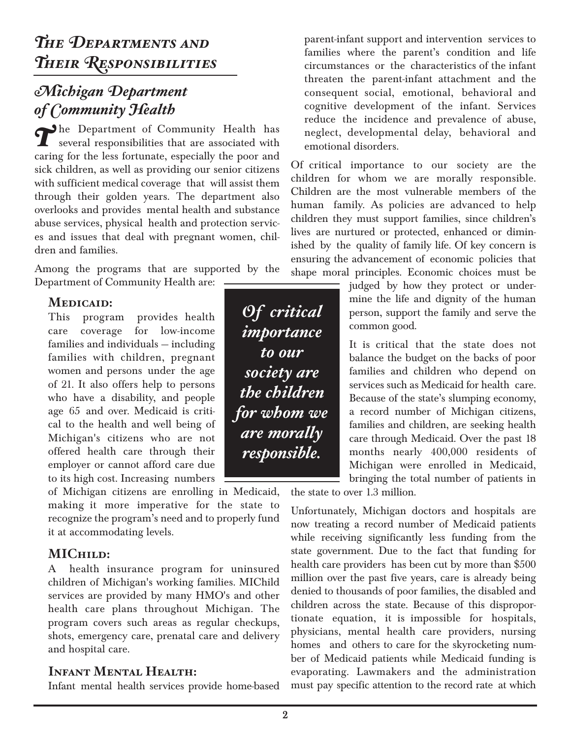# The Departments and Their Responsibilities

## Michigan Department of Community Health

The Department of Community Health has several responsibilities that are associated with caring for the less fortunate, especially the poor and sick children, as well as providing our senior citizens with sufficient medical coverage that will assist them through their golden years. The department also overlooks and provides mental health and substance abuse services, physical health and protection services and issues that deal with pregnant women, children and families.

Among the programs that are supported by the Department of Community Health are:

### Medicaid:

This program provides health care coverage for low-income families and individuals – including families with children, pregnant women and persons under the age of 21. It also offers help to persons who have a disability, and people age 65 and over. Medicaid is critical to the health and well being of Michigan's citizens who are not offered health care through their employer or cannot afford care due to its high cost. Increasing numbers of Michigan citizens are enrolling in Medicaid, making it more imperative for the state to recognize the program's need and to properly fund it at accommodating levels.

### MIChild:

A health insurance program for uninsured children of Michigan's working families. MIChild services are provided by many HMO's and other health care plans throughout Michigan. The program covers such areas as regular checkups, shots, emergency care, prenatal care and delivery and hospital care.

### Infant Mental Health:

Infant mental health services provide home-based parent-infant support and intervention services to families where the parent's condition and life circumstances or the characteristics of the infant threaten the parent-infant attachment and the consequent social, emotional, behavioral and cognitive development of the infant. Services reduce the incidence and prevalence of abuse, neglect, developmental delay, behavioral and emotional disorders.

Of critical importance to our society are the children for whom we are morally responsible. Children are the most vulnerable members of the human family. As policies are advanced to help children they must support families, since children's lives are nurtured or protected, enhanced or diminished by the quality of family life. Of key concern is ensuring the advancement of economic policies that shape moral principles. Economic choices must be judged by how they protect or undermine the life and dignity of the human person, support the family and serve the common good.

> *Of critical importance to our society are the children for whom we are morally responsible.*

It is critical that the state does not balance the budget on the backs of poor families and children who depend on services such as Medicaid for health care. Because of the state's slumping economy, a record number of Michigan citizens, families and children, are seeking health care through Medicaid. Over the past 18 months nearly 400,000 residents of Michigan were enrolled in Medicaid, bringing the total number of patients in the state to over 1.3 million.

Unfortunately, Michigan doctors and hospitals are now treating a record number of Medicaid patients while receiving significantly less funding from the state government. Due to the fact that funding for health care providers has been cut by more than $500 million over the past five years, care is already being denied to thousands of poor families, the disabled and children across the state. Because of this disproportionate equation, it is impossible for hospitals, physicians, mental health care providers, nursing homes and others to care for the skyrocketing number of Medicaid patients while Medicaid funding is evaporating. Lawmakers and the administration must pay specific attention to the record rate at which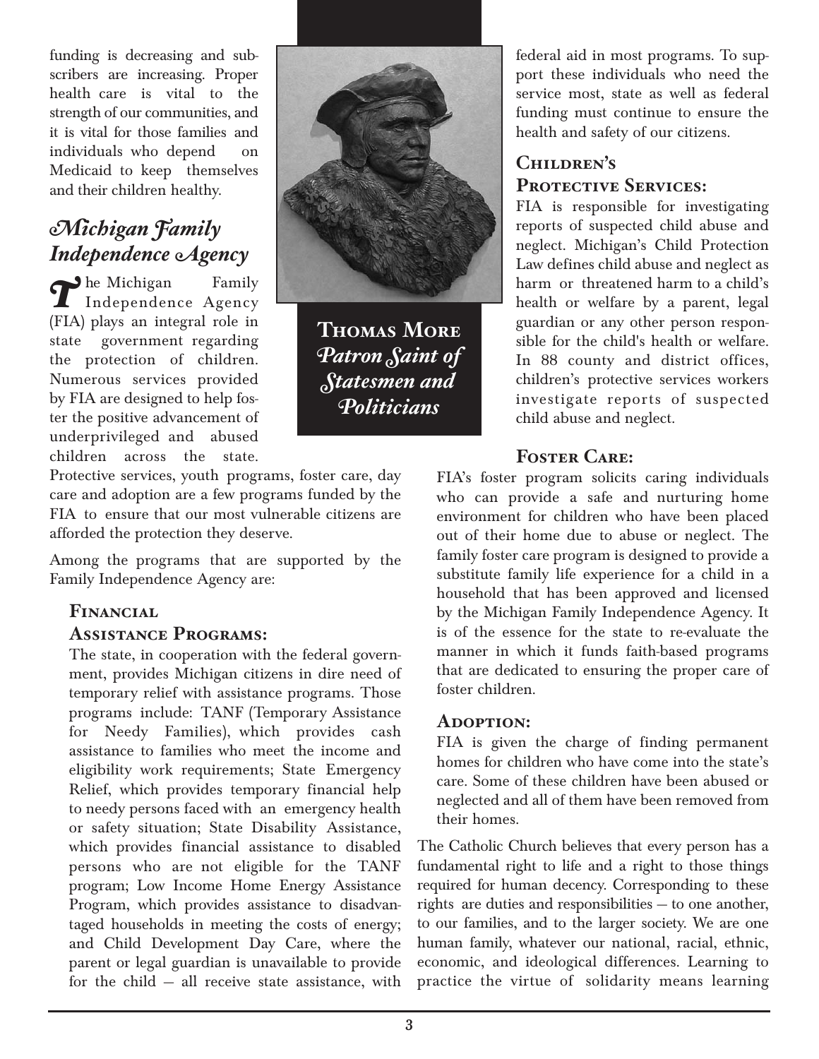funding is decreasing and subscribers are increasing. Proper health care is vital to the strength of our communities, and it is vital for those families and individuals who depend on Medicaid to keep themselves and their children healthy.

## *Michigan Family Independence Agency*

The Michigan Family Independence Agency (FIA) plays an integral role in state government regarding the protection of children. Numerous services provided by FIA are designed to help foster the positive advancement of underprivileged and abused children across the state. Protective services, youth programs, foster care, day care and adoption are a few programs funded by the FIA to ensure that our most vulnerable citizens are afforded the protection they deserve.

Among the programs that are supported by the Family Independence Agency are:

### Financial Assistance Programs:

The state, in cooperation with the federal government, provides Michigan citizens in dire need of temporary relief with assistance programs. Those programs include: TANF (Temporary Assistance for Needy Families), which provides cash assistance to families who meet the income and eligibility work requirements; State Emergency Relief, which provides temporary financial help to needy persons faced with an emergency health or safety situation; State Disability Assistance, which provides financial assistance to disabled persons who are not eligible for the TANF program; Low Income Home Energy Assistance Program, which provides assistance to disadvantaged households in meeting the costs of energy; and Child Development Day Care, where the parent or legal guardian is unavailable to provide for the child – all receive state assistance, with federal aid in most programs. To support these individuals who need the service most, state as well as federal funding must continue to ensure the health and safety of our citizens.

**Thomas More**
*Patron Saint of Statesmen and Politicians*

### Children's Protective Services:

FIA is responsible for investigating reports of suspected child abuse and neglect. Michigan's Child Protection Law defines child abuse and neglect as harm or threatened harm to a child's health or welfare by a parent, legal guardian or any other person responsible for the child's health or welfare. In 88 county and district offices, children's protective services workers investigate reports of suspected child abuse and neglect.

### Foster Care:

FIA's foster program solicits caring individuals who can provide a safe and nurturing home environment for children who have been placed out of their home due to abuse or neglect. The family foster care program is designed to provide a substitute family life experience for a child in a household that has been approved and licensed by the Michigan Family Independence Agency. It is of the essence for the state to re-evaluate the manner in which it funds faith-based programs that are dedicated to ensuring the proper care of foster children.

### Adoption:

FIA is given the charge of finding permanent homes for children who have come into the state's care. Some of these children have been abused or neglected and all of them have been removed from their homes.

The Catholic Church believes that every person has a fundamental right to life and a right to those things required for human decency. Corresponding to these rights are duties and responsibilities – to one another, to our families, and to the larger society. We are one human family, whatever our national, racial, ethnic, economic, and ideological differences. Learning to practice the virtue of solidarity means learning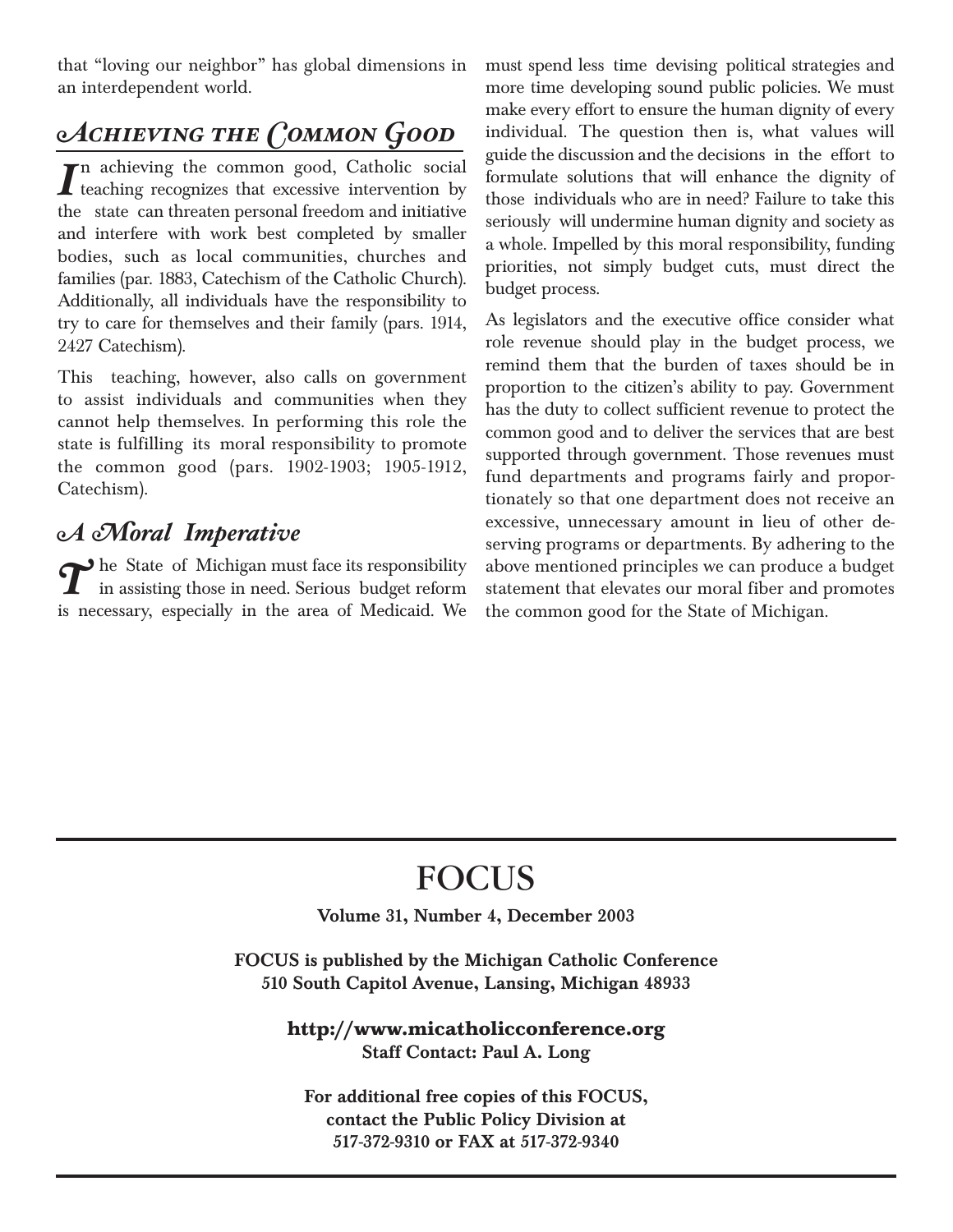that "loving our neighbor" has global dimensions in an interdependent world.

## Achieving the Common Good

In achieving the common good, Catholic social teaching recognizes that excessive intervention by the state can threaten personal freedom and initiative and interfere with work best completed by smaller bodies, such as local communities, churches and families (par. 1883, Catechism of the Catholic Church). Additionally, all individuals have the responsibility to try to care for themselves and their family (pars. 1914, 2427 Catechism).

This teaching, however, also calls on government to assist individuals and communities when they cannot help themselves. In performing this role the state is fulfilling its moral responsibility to promote the common good (pars. 1902-1903; 1905-1912, Catechism).

## A Moral Imperative

The State of Michigan must face its responsibility in assisting those in need. Serious budget reform is necessary, especially in the area of Medicaid. We must spend less time devising political strategies and more time developing sound public policies. We must make every effort to ensure the human dignity of every individual. The question then is, what values will guide the discussion and the decisions in the effort to formulate solutions that will enhance the dignity of those individuals who are in need? Failure to take this seriously will undermine human dignity and society as a whole. Impelled by this moral responsibility, funding priorities, not simply budget cuts, must direct the budget process.

As legislators and the executive office consider what role revenue should play in the budget process, we remind them that the burden of taxes should be in proportion to the citizen's ability to pay. Government has the duty to collect sufficient revenue to protect the common good and to deliver the services that are best supported through government. Those revenues must fund departments and programs fairly and proportionately so that one department does not receive an excessive, unnecessary amount in lieu of other deserving programs or departments. By adhering to the above mentioned principles we can produce a budget statement that elevates our moral fiber and promotes the common good for the State of Michigan.

# FOCUS

**Volume 31, Number 4, December 2003**

**FOCUS is published by the Michigan Catholic Conference**
**510 South Capitol Avenue, Lansing, Michigan 48933**

**http://www.micatholicconference.org**
**Staff Contact: Paul A. Long**

**For additional free copies of this FOCUS,**
**contact the Public Policy Division at**
**517-372-9310 or FAX at 517-372-9340**